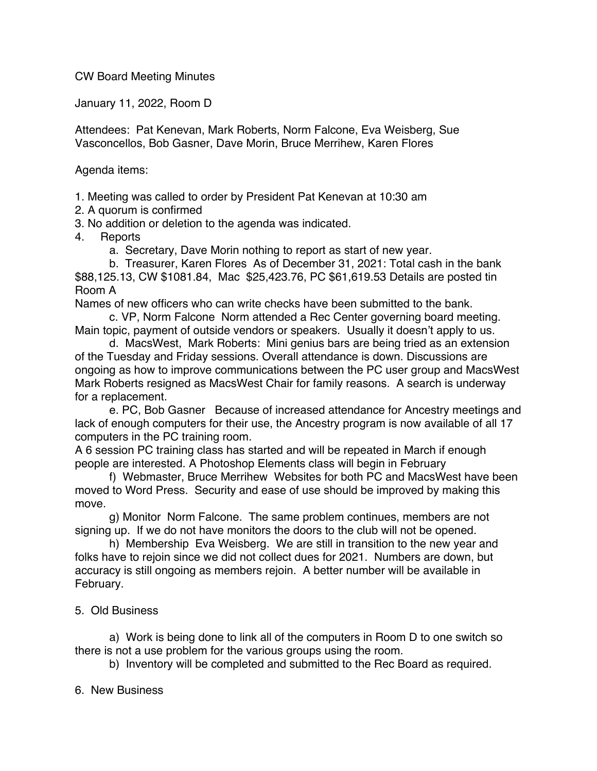CW Board Meeting Minutes

January 11, 2022, Room D

Attendees: Pat Kenevan, Mark Roberts, Norm Falcone, Eva Weisberg, Sue Vasconcellos, Bob Gasner, Dave Morin, Bruce Merrihew, Karen Flores

Agenda items:

1. Meeting was called to order by President Pat Kenevan at 10:30 am
2. A quorum is confirmed
3. No addition or deletion to the agenda was indicated.
4. Reports

   a. Secretary, Dave Morin nothing to report as start of new year.

   b. Treasurer, Karen Flores As of December 31, 2021: Total cash in the bank $88,125.13, CW $1081.84, Mac $25,423.76, PC $61,619.53 Details are posted tin Room A

Names of new officers who can write checks have been submitted to the bank.

   c. VP, Norm Falcone Norm attended a Rec Center governing board meeting. Main topic, payment of outside vendors or speakers. Usually it doesn't apply to us.

   d. MacsWest, Mark Roberts: Mini genius bars are being tried as an extension of the Tuesday and Friday sessions. Overall attendance is down. Discussions are ongoing as how to improve communications between the PC user group and MacsWest Mark Roberts resigned as MacsWest Chair for family reasons. A search is underway for a replacement.

   e. PC, Bob Gasner Because of increased attendance for Ancestry meetings and lack of enough computers for their use, the Ancestry program is now available of all 17 computers in the PC training room.

A 6 session PC training class has started and will be repeated in March if enough people are interested. A Photoshop Elements class will begin in February

   f) Webmaster, Bruce Merrihew Websites for both PC and MacsWest have been moved to Word Press. Security and ease of use should be improved by making this move.

   g) Monitor Norm Falcone. The same problem continues, members are not signing up. If we do not have monitors the doors to the club will not be opened.

   h) Membership Eva Weisberg. We are still in transition to the new year and folks have to rejoin since we did not collect dues for 2021. Numbers are down, but accuracy is still ongoing as members rejoin. A better number will be available in February.

5. Old Business

   a) Work is being done to link all of the computers in Room D to one switch so there is not a use problem for the various groups using the room.

   b) Inventory will be completed and submitted to the Rec Board as required.

6. New Business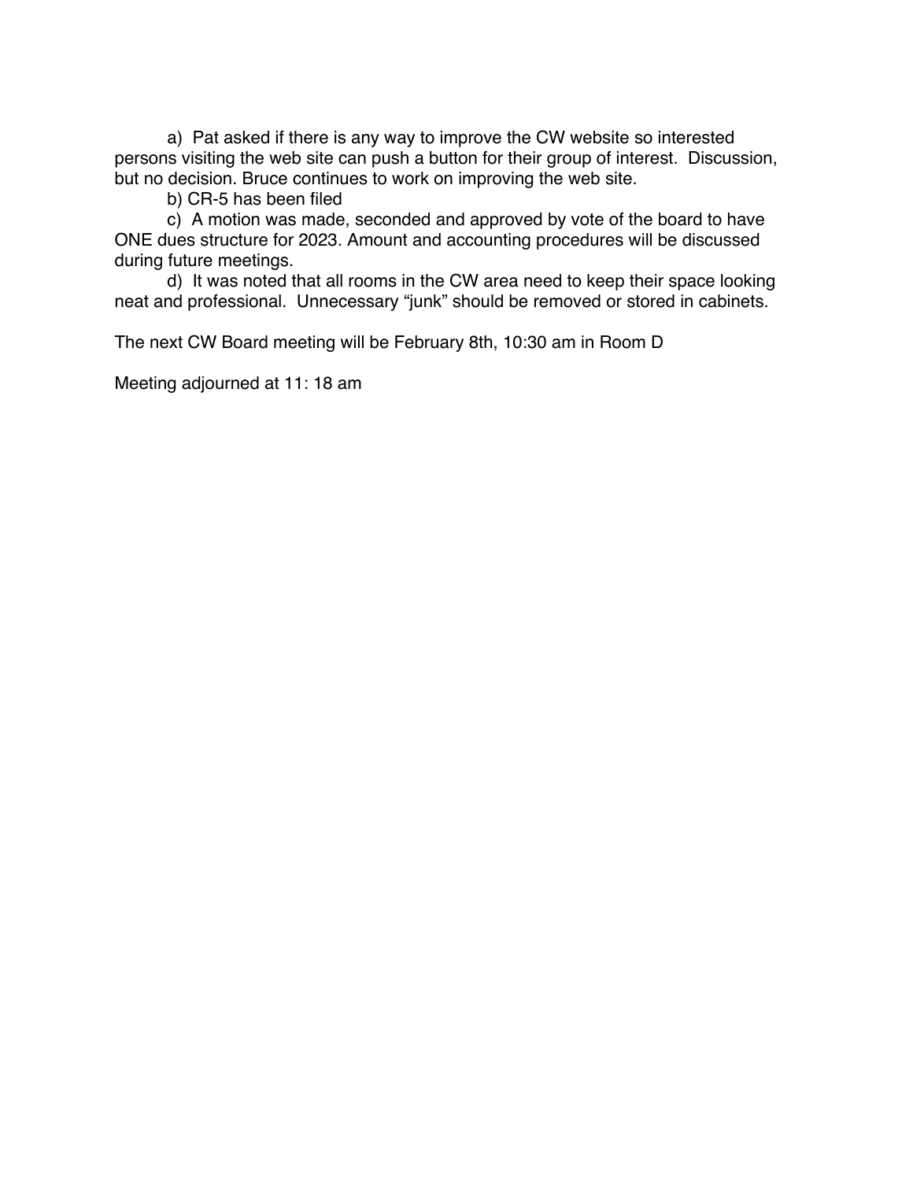a) Pat asked if there is any way to improve the CW website so interested persons visiting the web site can push a button for their group of interest. Discussion, but no decision. Bruce continues to work on improving the web site.

b) CR-5 has been filed

c) A motion was made, seconded and approved by vote of the board to have ONE dues structure for 2023. Amount and accounting procedures will be discussed during future meetings.

d) It was noted that all rooms in the CW area need to keep their space looking neat and professional. Unnecessary "junk" should be removed or stored in cabinets.

The next CW Board meeting will be February 8th, 10:30 am in Room D

Meeting adjourned at 11: 18 am